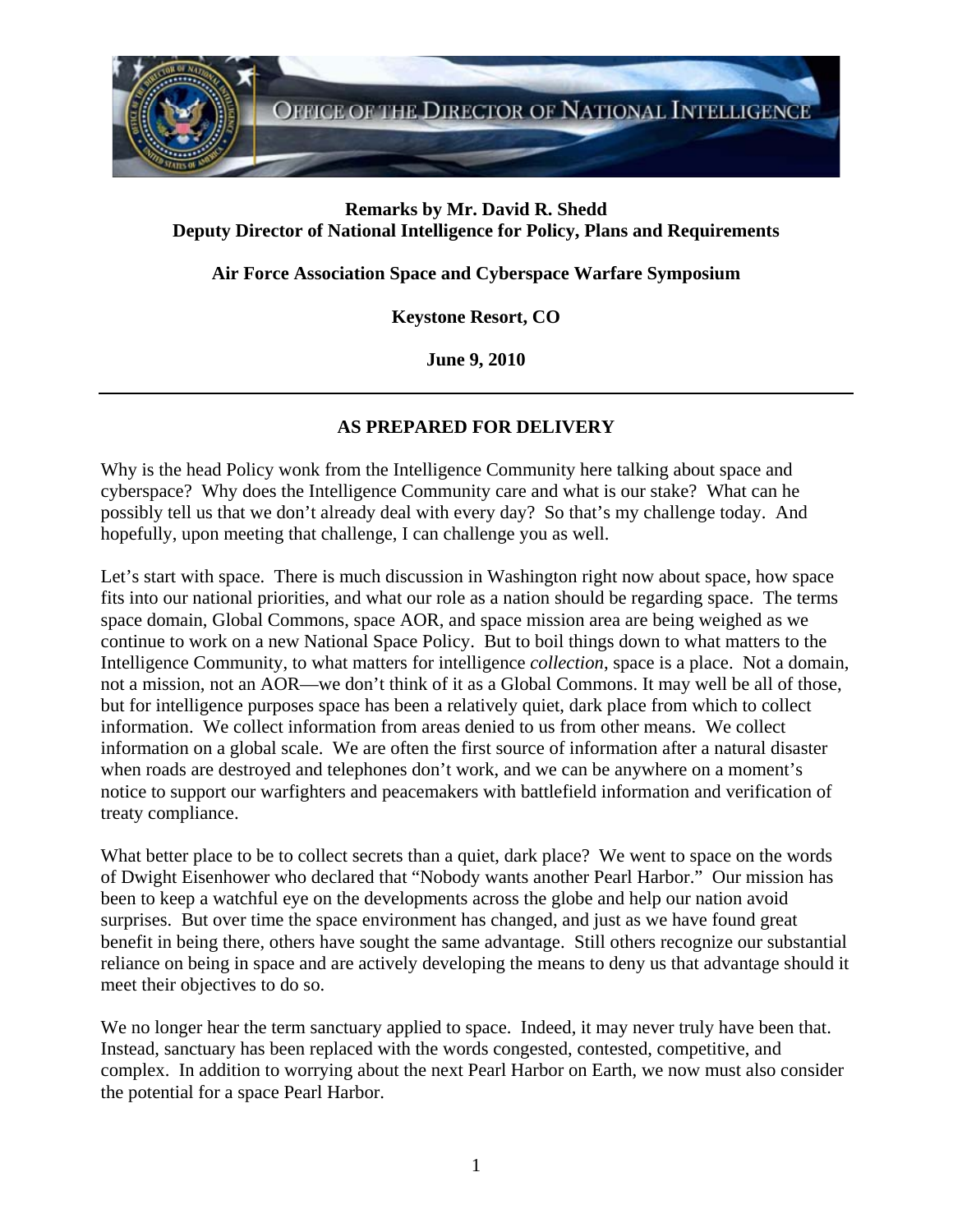OFFICE OF THE DIRECTOR OF NATIONAL INTELLIGENCE

**Remarks by Mr. David R. Shedd**
**Deputy Director of National Intelligence for Policy, Plans and Requirements**

**Air Force Association Space and Cyberspace Warfare Symposium**

**Keystone Resort, CO**

**June 9, 2010**

---

**AS PREPARED FOR DELIVERY**

Why is the head Policy wonk from the Intelligence Community here talking about space and cyberspace? Why does the Intelligence Community care and what is our stake? What can he possibly tell us that we don't already deal with every day? So that's my challenge today. And hopefully, upon meeting that challenge, I can challenge you as well.

Let's start with space. There is much discussion in Washington right now about space, how space fits into our national priorities, and what our role as a nation should be regarding space. The terms space domain, Global Commons, space AOR, and space mission area are being weighed as we continue to work on a new National Space Policy. But to boil things down to what matters to the Intelligence Community, to what matters for intelligence *collection*, space is a place. Not a domain, not a mission, not an AOR—we don't think of it as a Global Commons. It may well be all of those, but for intelligence purposes space has been a relatively quiet, dark place from which to collect information. We collect information from areas denied to us from other means. We collect information on a global scale. We are often the first source of information after a natural disaster when roads are destroyed and telephones don't work, and we can be anywhere on a moment's notice to support our warfighters and peacemakers with battlefield information and verification of treaty compliance.

What better place to be to collect secrets than a quiet, dark place? We went to space on the words of Dwight Eisenhower who declared that "Nobody wants another Pearl Harbor." Our mission has been to keep a watchful eye on the developments across the globe and help our nation avoid surprises. But over time the space environment has changed, and just as we have found great benefit in being there, others have sought the same advantage. Still others recognize our substantial reliance on being in space and are actively developing the means to deny us that advantage should it meet their objectives to do so.

We no longer hear the term sanctuary applied to space. Indeed, it may never truly have been that. Instead, sanctuary has been replaced with the words congested, contested, competitive, and complex. In addition to worrying about the next Pearl Harbor on Earth, we now must also consider the potential for a space Pearl Harbor.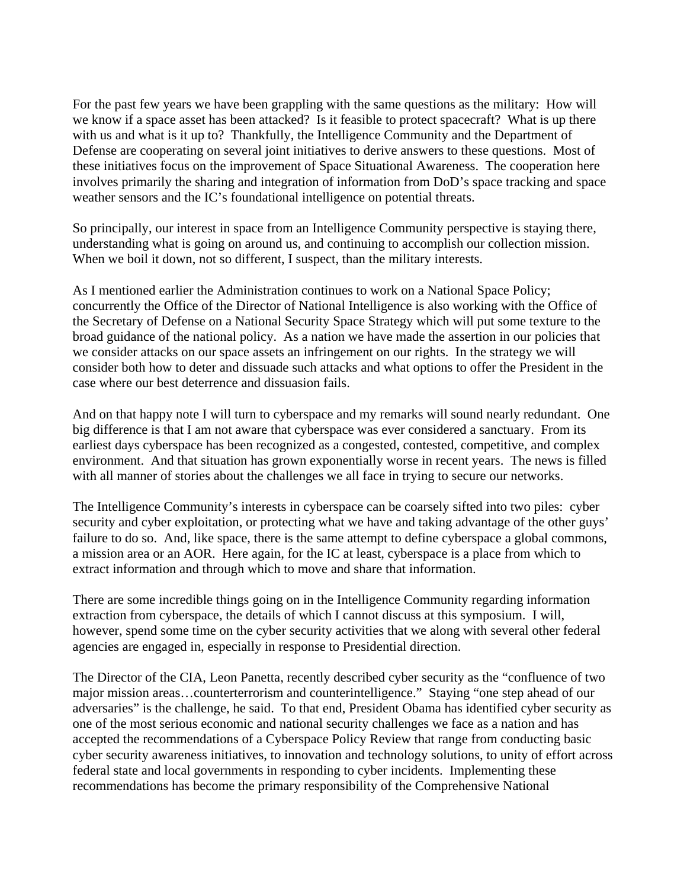For the past few years we have been grappling with the same questions as the military: How will we know if a space asset has been attacked? Is it feasible to protect spacecraft? What is up there with us and what is it up to? Thankfully, the Intelligence Community and the Department of Defense are cooperating on several joint initiatives to derive answers to these questions. Most of these initiatives focus on the improvement of Space Situational Awareness. The cooperation here involves primarily the sharing and integration of information from DoD's space tracking and space weather sensors and the IC's foundational intelligence on potential threats.

So principally, our interest in space from an Intelligence Community perspective is staying there, understanding what is going on around us, and continuing to accomplish our collection mission. When we boil it down, not so different, I suspect, than the military interests.

As I mentioned earlier the Administration continues to work on a National Space Policy; concurrently the Office of the Director of National Intelligence is also working with the Office of the Secretary of Defense on a National Security Space Strategy which will put some texture to the broad guidance of the national policy. As a nation we have made the assertion in our policies that we consider attacks on our space assets an infringement on our rights. In the strategy we will consider both how to deter and dissuade such attacks and what options to offer the President in the case where our best deterrence and dissuasion fails.

And on that happy note I will turn to cyberspace and my remarks will sound nearly redundant. One big difference is that I am not aware that cyberspace was ever considered a sanctuary. From its earliest days cyberspace has been recognized as a congested, contested, competitive, and complex environment. And that situation has grown exponentially worse in recent years. The news is filled with all manner of stories about the challenges we all face in trying to secure our networks.

The Intelligence Community's interests in cyberspace can be coarsely sifted into two piles: cyber security and cyber exploitation, or protecting what we have and taking advantage of the other guys' failure to do so. And, like space, there is the same attempt to define cyberspace a global commons, a mission area or an AOR. Here again, for the IC at least, cyberspace is a place from which to extract information and through which to move and share that information.

There are some incredible things going on in the Intelligence Community regarding information extraction from cyberspace, the details of which I cannot discuss at this symposium. I will, however, spend some time on the cyber security activities that we along with several other federal agencies are engaged in, especially in response to Presidential direction.

The Director of the CIA, Leon Panetta, recently described cyber security as the "confluence of two major mission areas…counterterrorism and counterintelligence." Staying "one step ahead of our adversaries" is the challenge, he said. To that end, President Obama has identified cyber security as one of the most serious economic and national security challenges we face as a nation and has accepted the recommendations of a Cyberspace Policy Review that range from conducting basic cyber security awareness initiatives, to innovation and technology solutions, to unity of effort across federal state and local governments in responding to cyber incidents. Implementing these recommendations has become the primary responsibility of the Comprehensive National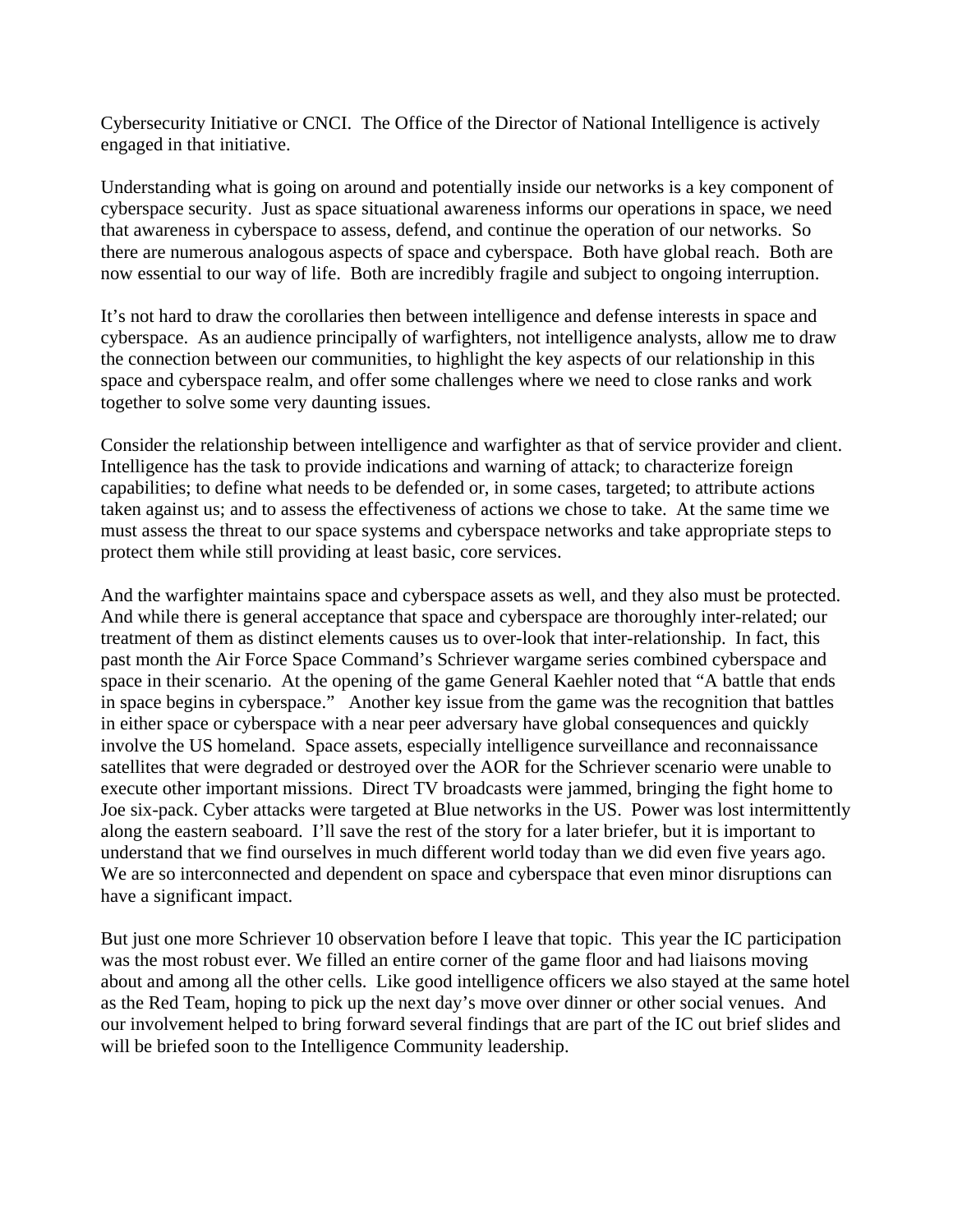Cybersecurity Initiative or CNCI. The Office of the Director of National Intelligence is actively engaged in that initiative.

Understanding what is going on around and potentially inside our networks is a key component of cyberspace security. Just as space situational awareness informs our operations in space, we need that awareness in cyberspace to assess, defend, and continue the operation of our networks. So there are numerous analogous aspects of space and cyberspace. Both have global reach. Both are now essential to our way of life. Both are incredibly fragile and subject to ongoing interruption.

It's not hard to draw the corollaries then between intelligence and defense interests in space and cyberspace. As an audience principally of warfighters, not intelligence analysts, allow me to draw the connection between our communities, to highlight the key aspects of our relationship in this space and cyberspace realm, and offer some challenges where we need to close ranks and work together to solve some very daunting issues.

Consider the relationship between intelligence and warfighter as that of service provider and client. Intelligence has the task to provide indications and warning of attack; to characterize foreign capabilities; to define what needs to be defended or, in some cases, targeted; to attribute actions taken against us; and to assess the effectiveness of actions we chose to take. At the same time we must assess the threat to our space systems and cyberspace networks and take appropriate steps to protect them while still providing at least basic, core services.

And the warfighter maintains space and cyberspace assets as well, and they also must be protected. And while there is general acceptance that space and cyberspace are thoroughly inter-related; our treatment of them as distinct elements causes us to over-look that inter-relationship. In fact, this past month the Air Force Space Command's Schriever wargame series combined cyberspace and space in their scenario. At the opening of the game General Kaehler noted that "A battle that ends in space begins in cyberspace." Another key issue from the game was the recognition that battles in either space or cyberspace with a near peer adversary have global consequences and quickly involve the US homeland. Space assets, especially intelligence surveillance and reconnaissance satellites that were degraded or destroyed over the AOR for the Schriever scenario were unable to execute other important missions. Direct TV broadcasts were jammed, bringing the fight home to Joe six-pack. Cyber attacks were targeted at Blue networks in the US. Power was lost intermittently along the eastern seaboard. I'll save the rest of the story for a later briefer, but it is important to understand that we find ourselves in much different world today than we did even five years ago. We are so interconnected and dependent on space and cyberspace that even minor disruptions can have a significant impact.

But just one more Schriever 10 observation before I leave that topic. This year the IC participation was the most robust ever. We filled an entire corner of the game floor and had liaisons moving about and among all the other cells. Like good intelligence officers we also stayed at the same hotel as the Red Team, hoping to pick up the next day's move over dinner or other social venues. And our involvement helped to bring forward several findings that are part of the IC out brief slides and will be briefed soon to the Intelligence Community leadership.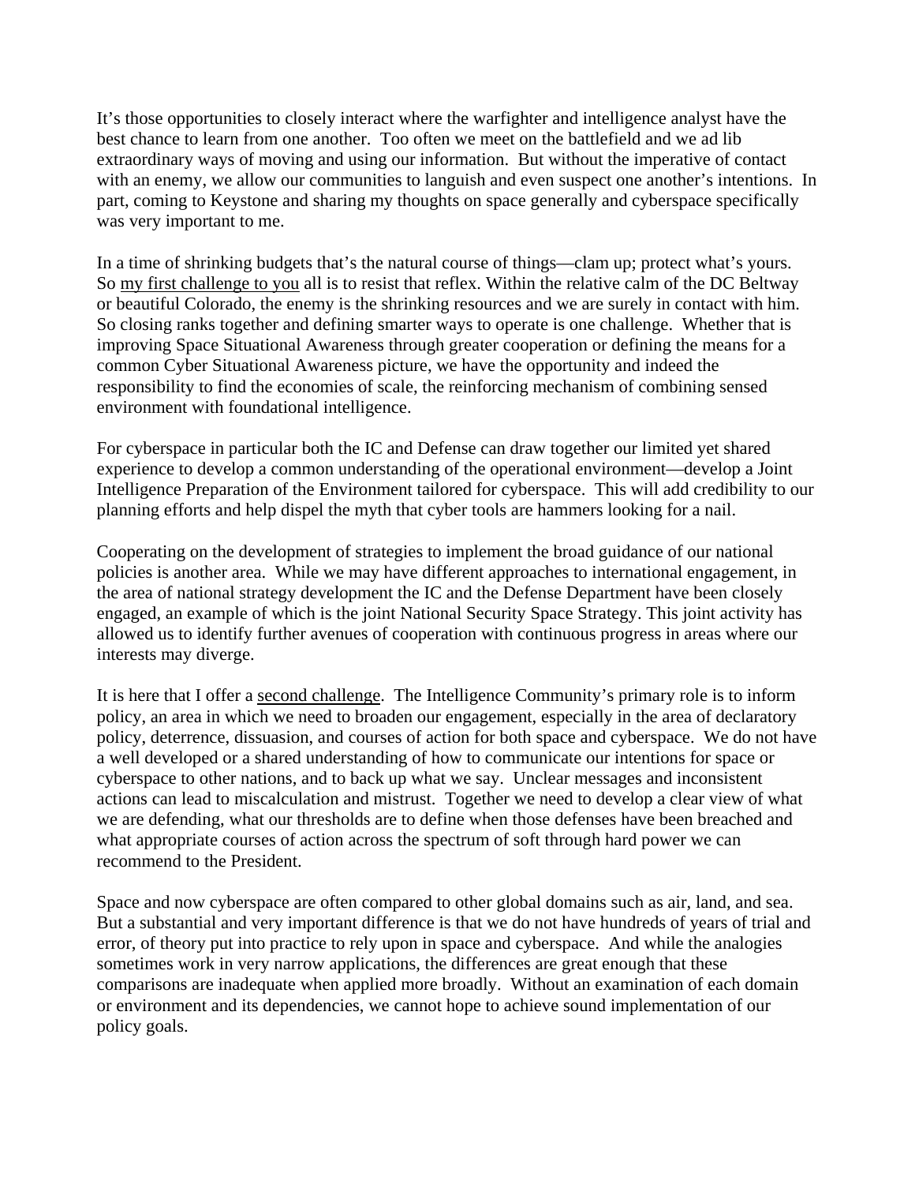It's those opportunities to closely interact where the warfighter and intelligence analyst have the best chance to learn from one another. Too often we meet on the battlefield and we ad lib extraordinary ways of moving and using our information. But without the imperative of contact with an enemy, we allow our communities to languish and even suspect one another's intentions. In part, coming to Keystone and sharing my thoughts on space generally and cyberspace specifically was very important to me.

In a time of shrinking budgets that's the natural course of things—clam up; protect what's yours. So my first challenge to you all is to resist that reflex. Within the relative calm of the DC Beltway or beautiful Colorado, the enemy is the shrinking resources and we are surely in contact with him. So closing ranks together and defining smarter ways to operate is one challenge. Whether that is improving Space Situational Awareness through greater cooperation or defining the means for a common Cyber Situational Awareness picture, we have the opportunity and indeed the responsibility to find the economies of scale, the reinforcing mechanism of combining sensed environment with foundational intelligence.

For cyberspace in particular both the IC and Defense can draw together our limited yet shared experience to develop a common understanding of the operational environment—develop a Joint Intelligence Preparation of the Environment tailored for cyberspace. This will add credibility to our planning efforts and help dispel the myth that cyber tools are hammers looking for a nail.

Cooperating on the development of strategies to implement the broad guidance of our national policies is another area. While we may have different approaches to international engagement, in the area of national strategy development the IC and the Defense Department have been closely engaged, an example of which is the joint National Security Space Strategy. This joint activity has allowed us to identify further avenues of cooperation with continuous progress in areas where our interests may diverge.

It is here that I offer a second challenge. The Intelligence Community's primary role is to inform policy, an area in which we need to broaden our engagement, especially in the area of declaratory policy, deterrence, dissuasion, and courses of action for both space and cyberspace. We do not have a well developed or a shared understanding of how to communicate our intentions for space or cyberspace to other nations, and to back up what we say. Unclear messages and inconsistent actions can lead to miscalculation and mistrust. Together we need to develop a clear view of what we are defending, what our thresholds are to define when those defenses have been breached and what appropriate courses of action across the spectrum of soft through hard power we can recommend to the President.

Space and now cyberspace are often compared to other global domains such as air, land, and sea. But a substantial and very important difference is that we do not have hundreds of years of trial and error, of theory put into practice to rely upon in space and cyberspace. And while the analogies sometimes work in very narrow applications, the differences are great enough that these comparisons are inadequate when applied more broadly. Without an examination of each domain or environment and its dependencies, we cannot hope to achieve sound implementation of our policy goals.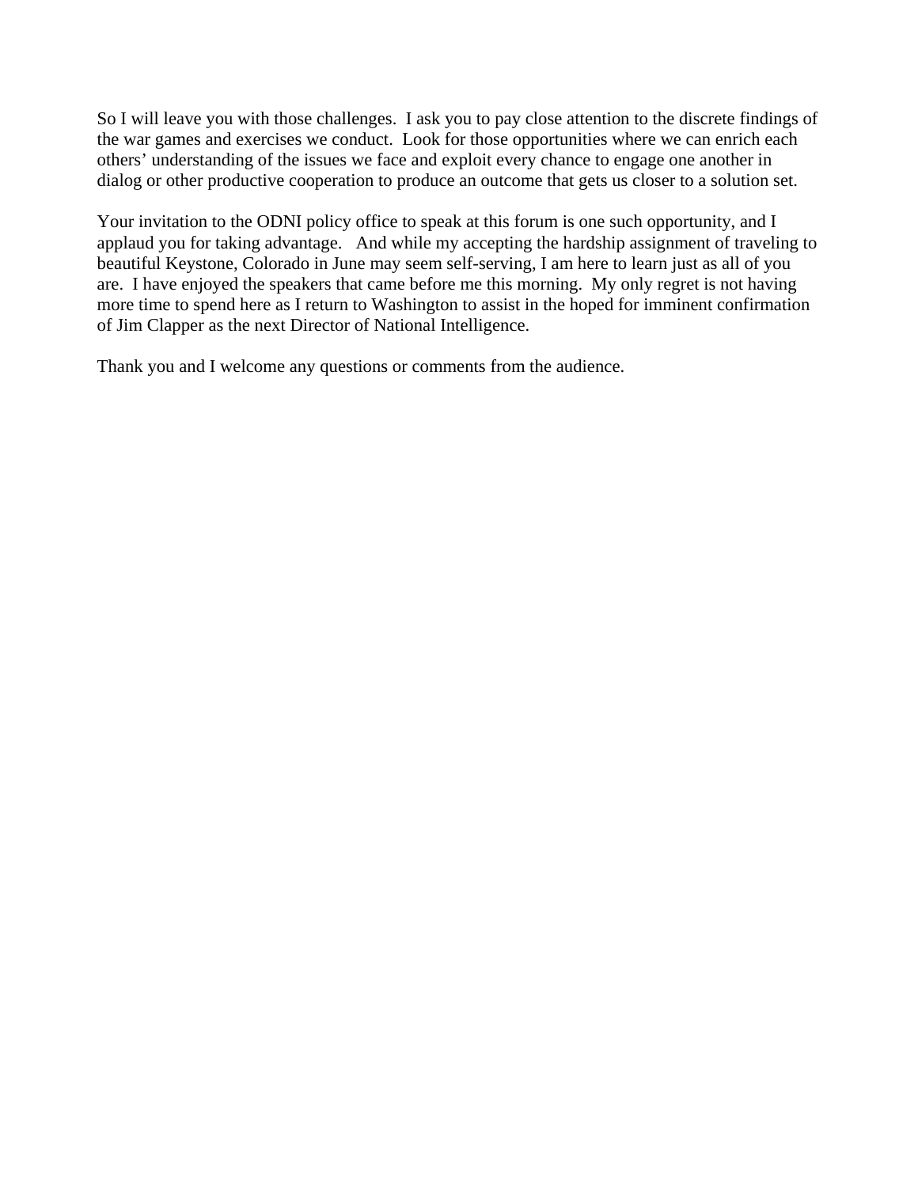So I will leave you with those challenges. I ask you to pay close attention to the discrete findings of the war games and exercises we conduct. Look for those opportunities where we can enrich each others' understanding of the issues we face and exploit every chance to engage one another in dialog or other productive cooperation to produce an outcome that gets us closer to a solution set.

Your invitation to the ODNI policy office to speak at this forum is one such opportunity, and I applaud you for taking advantage. And while my accepting the hardship assignment of traveling to beautiful Keystone, Colorado in June may seem self-serving, I am here to learn just as all of you are. I have enjoyed the speakers that came before me this morning. My only regret is not having more time to spend here as I return to Washington to assist in the hoped for imminent confirmation of Jim Clapper as the next Director of National Intelligence.

Thank you and I welcome any questions or comments from the audience.